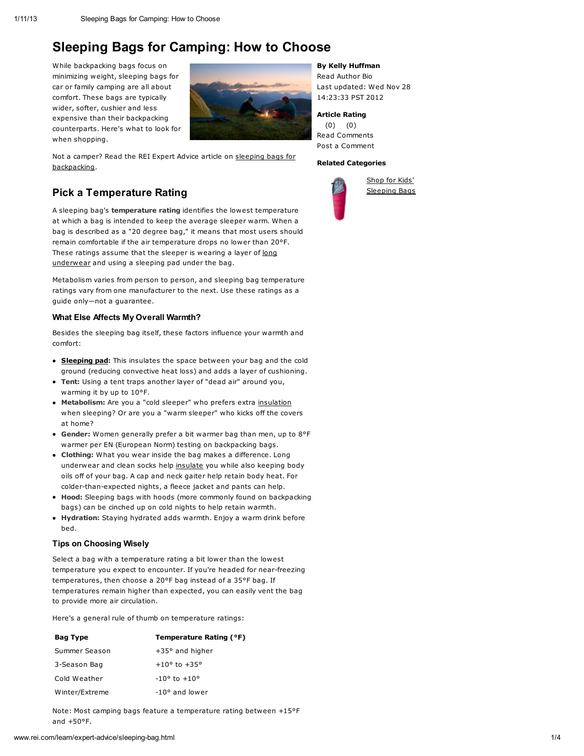# Sleeping Bags for Camping: How to Choose

While backpacking bags focus on minimizing weight, sleeping bags for car or family camping are all about comfort. These bags are typically wider, softer, cushier and less expensive than their backpacking counterparts. Here's what to look for when shopping.

Not a camper? Read the REI Expert Advice article on sleeping bags for backpacking.

**By Kelly Huffman**
Read Author Bio
Last updated: Wed Nov 28 14:23:33 PST 2012

**Article Rating**
(0) (0)
Read Comments
Post a Comment

**Related Categories**

Shop for Kids' Sleeping Bags

## Pick a Temperature Rating

A sleeping bag's **temperature rating** identifies the lowest temperature at which a bag is intended to keep the average sleeper warm. When a bag is described as a "20 degree bag," it means that most users should remain comfortable if the air temperature drops no lower than 20°F. These ratings assume that the sleeper is wearing a layer of long underwear and using a sleeping pad under the bag.

Metabolism varies from person to person, and sleeping bag temperature ratings vary from one manufacturer to the next. Use these ratings as a guide only—not a guarantee.

### What Else Affects My Overall Warmth?

Besides the sleeping bag itself, these factors influence your warmth and comfort:

- **Sleeping pad:** This insulates the space between your bag and the cold ground (reducing convective heat loss) and adds a layer of cushioning.
- **Tent:** Using a tent traps another layer of "dead air" around you, warming it by up to 10°F.
- **Metabolism:** Are you a "cold sleeper" who prefers extra insulation when sleeping? Or are you a "warm sleeper" who kicks off the covers at home?
- **Gender:** Women generally prefer a bit warmer bag than men, up to 8°F warmer per EN (European Norm) testing on backpacking bags.
- **Clothing:** What you wear inside the bag makes a difference. Long underwear and clean socks help insulate you while also keeping body oils off of your bag. A cap and neck gaiter help retain body heat. For colder-than-expected nights, a fleece jacket and pants can help.
- **Hood:** Sleeping bags with hoods (more commonly found on backpacking bags) can be cinched up on cold nights to help retain warmth.
- **Hydration:** Staying hydrated adds warmth. Enjoy a warm drink before bed.

### Tips on Choosing Wisely

Select a bag with a temperature rating a bit lower than the lowest temperature you expect to encounter. If you're headed for near-freezing temperatures, then choose a 20°F bag instead of a 35°F bag. If temperatures remain higher than expected, you can easily vent the bag to provide more air circulation.

Here's a general rule of thumb on temperature ratings:

| Bag Type | Temperature Rating (°F) |
|---|---|
| Summer Season | +35° and higher |
| 3-Season Bag | +10° to +35° |
| Cold Weather | -10° to +10° |
| Winter/Extreme | -10° and lower |

Note: Most camping bags feature a temperature rating between +15°F and +50°F.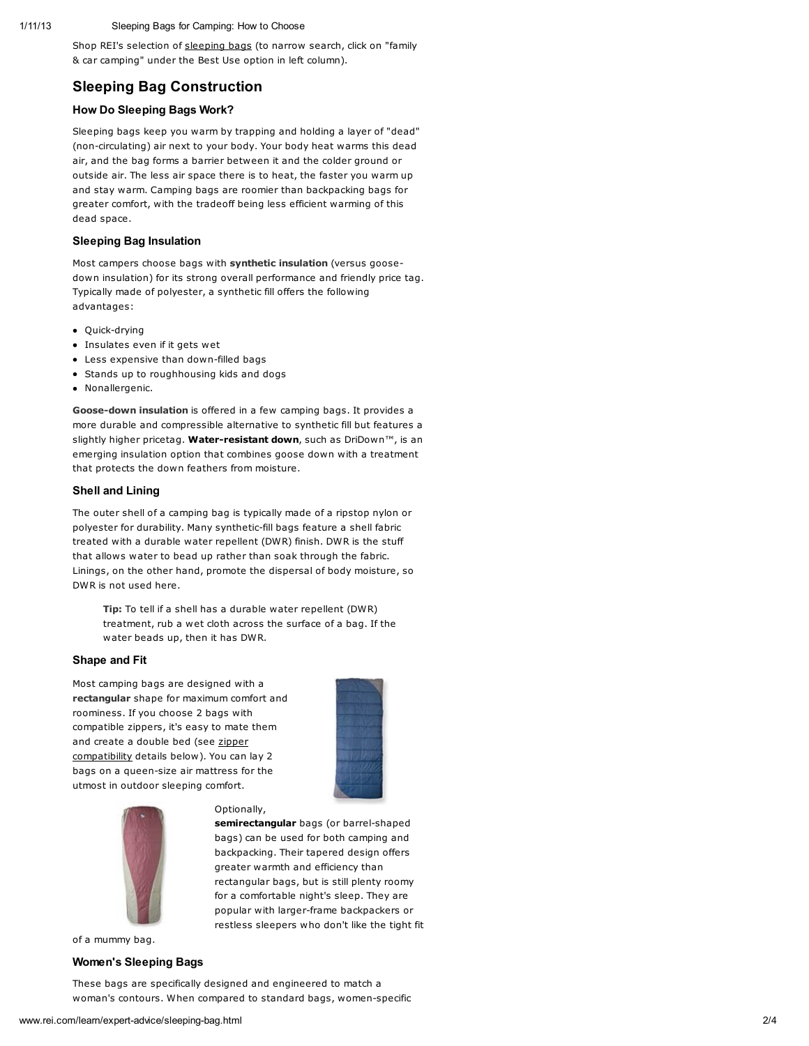Shop REI's selection of sleeping bags (to narrow search, click on "family & car camping" under the Best Use option in left column).

## Sleeping Bag Construction

### How Do Sleeping Bags Work?

Sleeping bags keep you warm by trapping and holding a layer of "dead" (non-circulating) air next to your body. Your body heat warms this dead air, and the bag forms a barrier between it and the colder ground or outside air. The less air space there is to heat, the faster you warm up and stay warm. Camping bags are roomier than backpacking bags for greater comfort, with the tradeoff being less efficient warming of this dead space.

### Sleeping Bag Insulation

Most campers choose bags with **synthetic insulation** (versus goose-down insulation) for its strong overall performance and friendly price tag. Typically made of polyester, a synthetic fill offers the following advantages:

- Quick-drying
- Insulates even if it gets wet
- Less expensive than down-filled bags
- Stands up to roughhousing kids and dogs
- Nonallergenic.

**Goose-down insulation** is offered in a few camping bags. It provides a more durable and compressible alternative to synthetic fill but features a slightly higher pricetag. **Water-resistant down**, such as DriDown™, is an emerging insulation option that combines goose down with a treatment that protects the down feathers from moisture.

### Shell and Lining

The outer shell of a camping bag is typically made of a ripstop nylon or polyester for durability. Many synthetic-fill bags feature a shell fabric treated with a durable water repellent (DWR) finish. DWR is the stuff that allows water to bead up rather than soak through the fabric. Linings, on the other hand, promote the dispersal of body moisture, so DWR is not used here.

> **Tip:** To tell if a shell has a durable water repellent (DWR) treatment, rub a wet cloth across the surface of a bag. If the water beads up, then it has DWR.

### Shape and Fit

Most camping bags are designed with a **rectangular** shape for maximum comfort and roominess. If you choose 2 bags with compatible zippers, it's easy to mate them and create a double bed (see zipper compatibility details below). You can lay 2 bags on a queen-size air mattress for the utmost in outdoor sleeping comfort.

Optionally, **semirectangular** bags (or barrel-shaped bags) can be used for both camping and backpacking. Their tapered design offers greater warmth and efficiency than rectangular bags, but is still plenty roomy for a comfortable night's sleep. They are popular with larger-frame backpackers or restless sleepers who don't like the tight fit of a mummy bag.

### Women's Sleeping Bags

These bags are specifically designed and engineered to match a woman's contours. When compared to standard bags, women-specific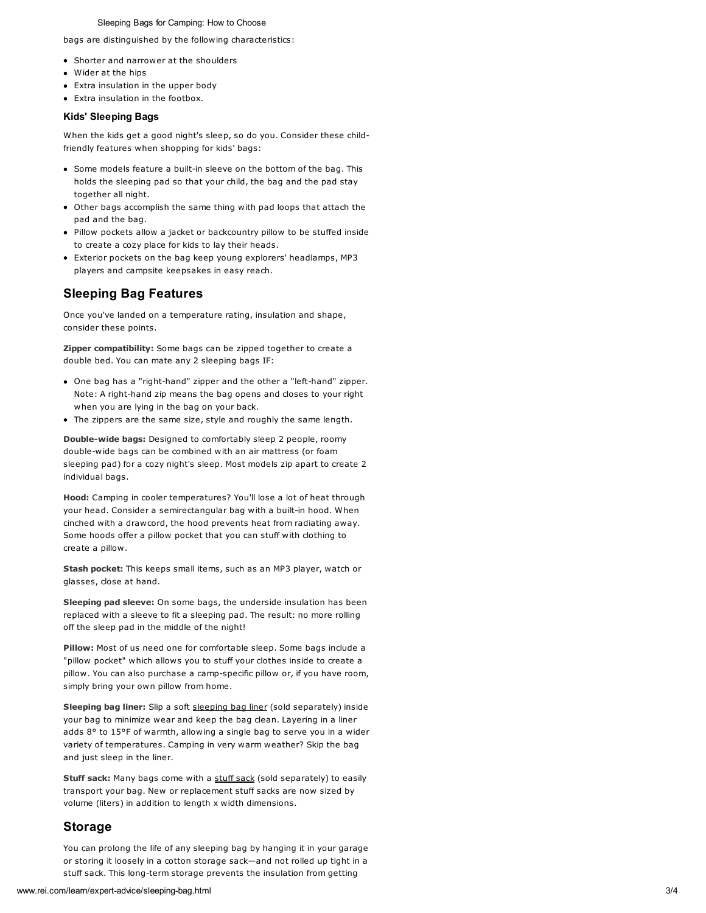bags are distinguished by the following characteristics:

- Shorter and narrower at the shoulders
- Wider at the hips
- Extra insulation in the upper body
- Extra insulation in the footbox.

### Kids' Sleeping Bags

When the kids get a good night's sleep, so do you. Consider these child-friendly features when shopping for kids' bags:

- Some models feature a built-in sleeve on the bottom of the bag. This holds the sleeping pad so that your child, the bag and the pad stay together all night.
- Other bags accomplish the same thing with pad loops that attach the pad and the bag.
- Pillow pockets allow a jacket or backcountry pillow to be stuffed inside to create a cozy place for kids to lay their heads.
- Exterior pockets on the bag keep young explorers' headlamps, MP3 players and campsite keepsakes in easy reach.

## Sleeping Bag Features

Once you've landed on a temperature rating, insulation and shape, consider these points.

**Zipper compatibility:** Some bags can be zipped together to create a double bed. You can mate any 2 sleeping bags IF:

- One bag has a "right-hand" zipper and the other a "left-hand" zipper. Note: A right-hand zip means the bag opens and closes to your right when you are lying in the bag on your back.
- The zippers are the same size, style and roughly the same length.

**Double-wide bags:** Designed to comfortably sleep 2 people, roomy double-wide bags can be combined with an air mattress (or foam sleeping pad) for a cozy night's sleep. Most models zip apart to create 2 individual bags.

**Hood:** Camping in cooler temperatures? You'll lose a lot of heat through your head. Consider a semirectangular bag with a built-in hood. When cinched with a drawcord, the hood prevents heat from radiating away. Some hoods offer a pillow pocket that you can stuff with clothing to create a pillow.

**Stash pocket:** This keeps small items, such as an MP3 player, watch or glasses, close at hand.

**Sleeping pad sleeve:** On some bags, the underside insulation has been replaced with a sleeve to fit a sleeping pad. The result: no more rolling off the sleep pad in the middle of the night!

**Pillow:** Most of us need one for comfortable sleep. Some bags include a "pillow pocket" which allows you to stuff your clothes inside to create a pillow. You can also purchase a camp-specific pillow or, if you have room, simply bring your own pillow from home.

**Sleeping bag liner:** Slip a soft sleeping bag liner (sold separately) inside your bag to minimize wear and keep the bag clean. Layering in a liner adds 8° to 15°F of warmth, allowing a single bag to serve you in a wider variety of temperatures. Camping in very warm weather? Skip the bag and just sleep in the liner.

**Stuff sack:** Many bags come with a stuff sack (sold separately) to easily transport your bag. New or replacement stuff sacks are now sized by volume (liters) in addition to length x width dimensions.

## Storage

You can prolong the life of any sleeping bag by hanging it in your garage or storing it loosely in a cotton storage sack—and not rolled up tight in a stuff sack. This long-term storage prevents the insulation from getting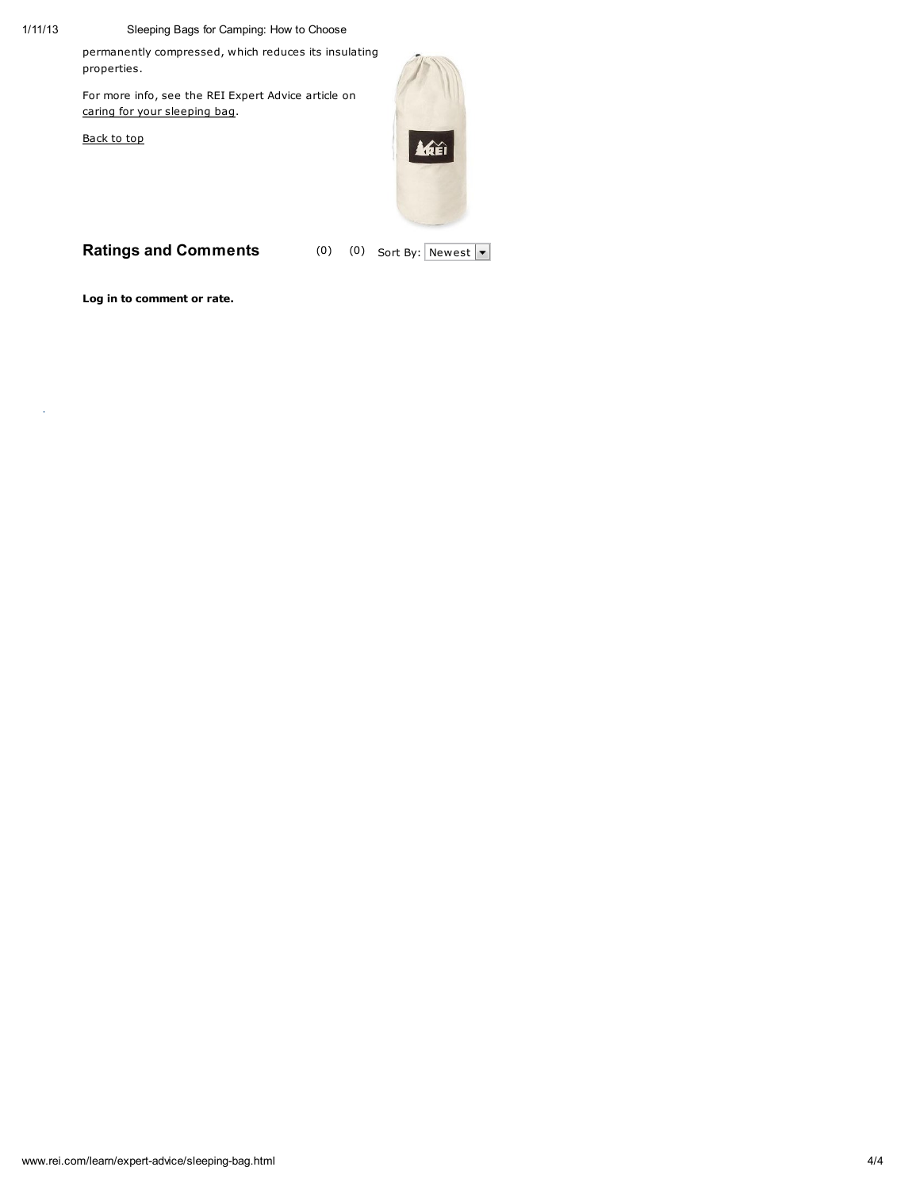permanently compressed, which reduces its insulating properties.

For more info, see the REI Expert Advice article on caring for your sleeping bag.

Back to top

## Ratings and Comments

(0) (0) Sort By: Newest

**Log in to comment or rate.**